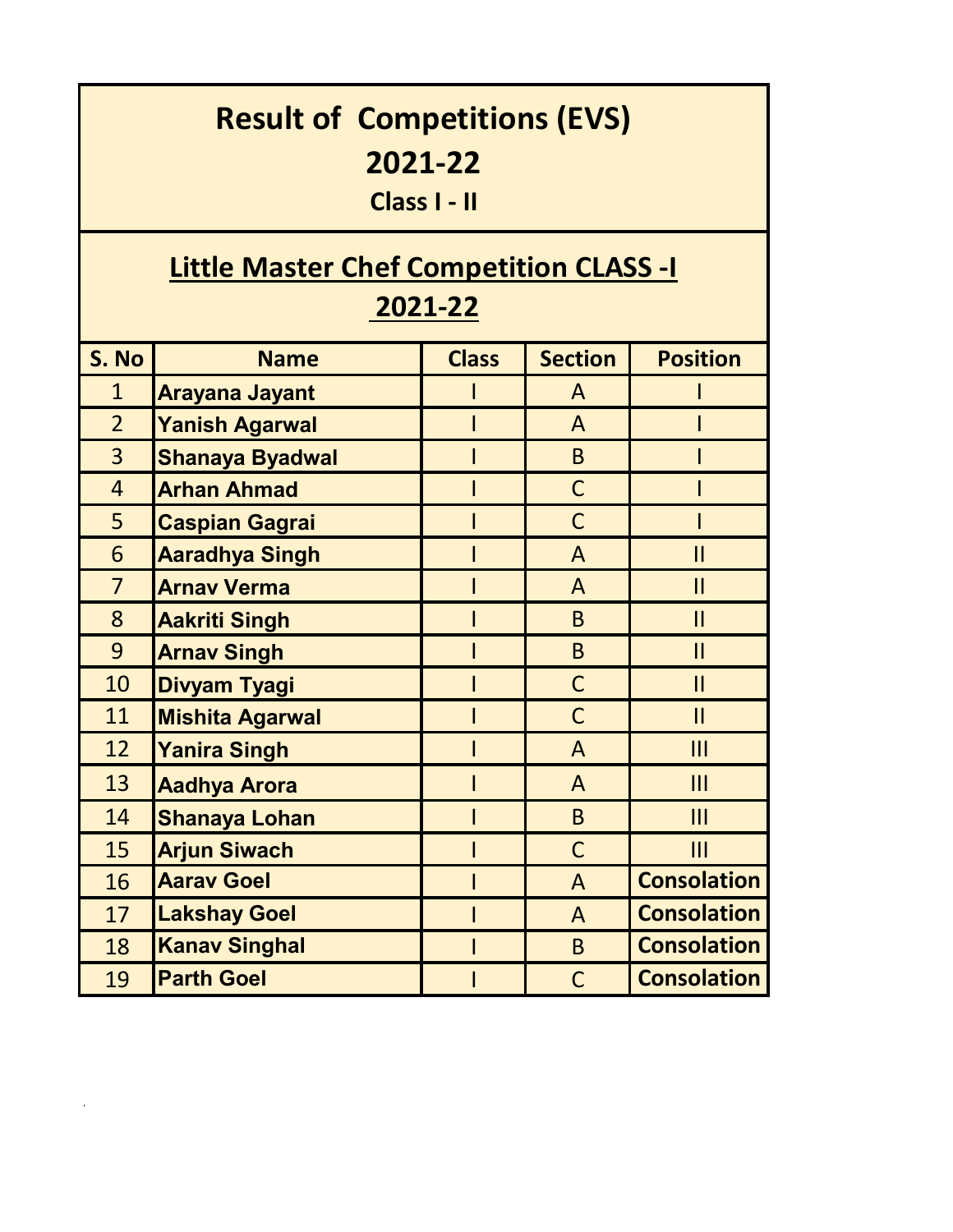# Result of Competitions (EVS)

## 2021-22

### Class I - II

## Little Master Chef Competition CLASS -I 2021-22

| S. No | Name | Class | Section | Position |
|---|---|---|---|---|
| 1 | Arayana Jayant | I | A | I |
| 2 | Yanish Agarwal | I | A | I |
| 3 | Shanaya Byadwal | I | B | I |
| 4 | Arhan Ahmad | I | C | I |
| 5 | Caspian Gagrai | I | C | I |
| 6 | Aaradhya Singh | I | A | II |
| 7 | Arnav Verma | I | A | II |
| 8 | Aakriti Singh | I | B | II |
| 9 | Arnav Singh | I | B | II |
| 10 | Divyam Tyagi | I | C | II |
| 11 | Mishita Agarwal | I | C | II |
| 12 | Yanira Singh | I | A | III |
| 13 | Aadhya Arora | I | A | III |
| 14 | Shanaya Lohan | I | B | III |
| 15 | Arjun Siwach | I | C | III |
| 16 | Aarav Goel | I | A | Consolation |
| 17 | Lakshay Goel | I | A | Consolation |
| 18 | Kanav Singhal | I | B | Consolation |
| 19 | Parth Goel | I | C | Consolation |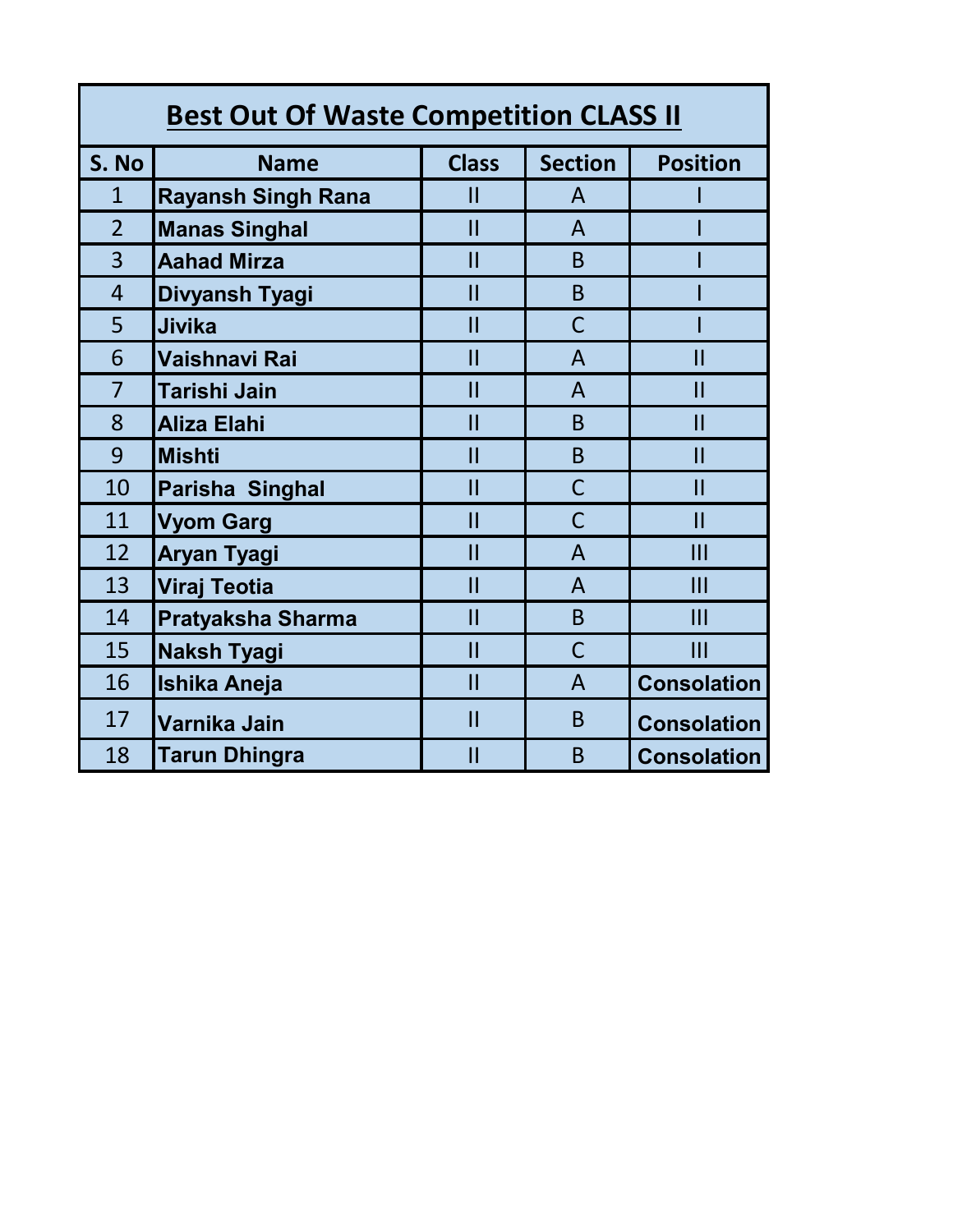# Best Out Of Waste Competition CLASS II

| S. No | Name | Class | Section | Position |
|---|---|---|---|---|
| 1 | Rayansh Singh Rana | II | A | I |
| 2 | Manas Singhal | II | A | I |
| 3 | Aahad Mirza | II | B | I |
| 4 | Divyansh Tyagi | II | B | I |
| 5 | Jivika | II | C | I |
| 6 | Vaishnavi Rai | II | A | II |
| 7 | Tarishi Jain | II | A | II |
| 8 | Aliza Elahi | II | B | II |
| 9 | Mishti | II | B | II |
| 10 | Parisha  Singhal | II | C | II |
| 11 | Vyom Garg | II | C | II |
| 12 | Aryan Tyagi | II | A | III |
| 13 | Viraj Teotia | II | A | III |
| 14 | Pratyaksha Sharma | II | B | III |
| 15 | Naksh Tyagi | II | C | III |
| 16 | Ishika Aneja | II | A | Consolation |
| 17 | Varnika Jain | II | B | Consolation |
| 18 | Tarun Dhingra | II | B | Consolation |